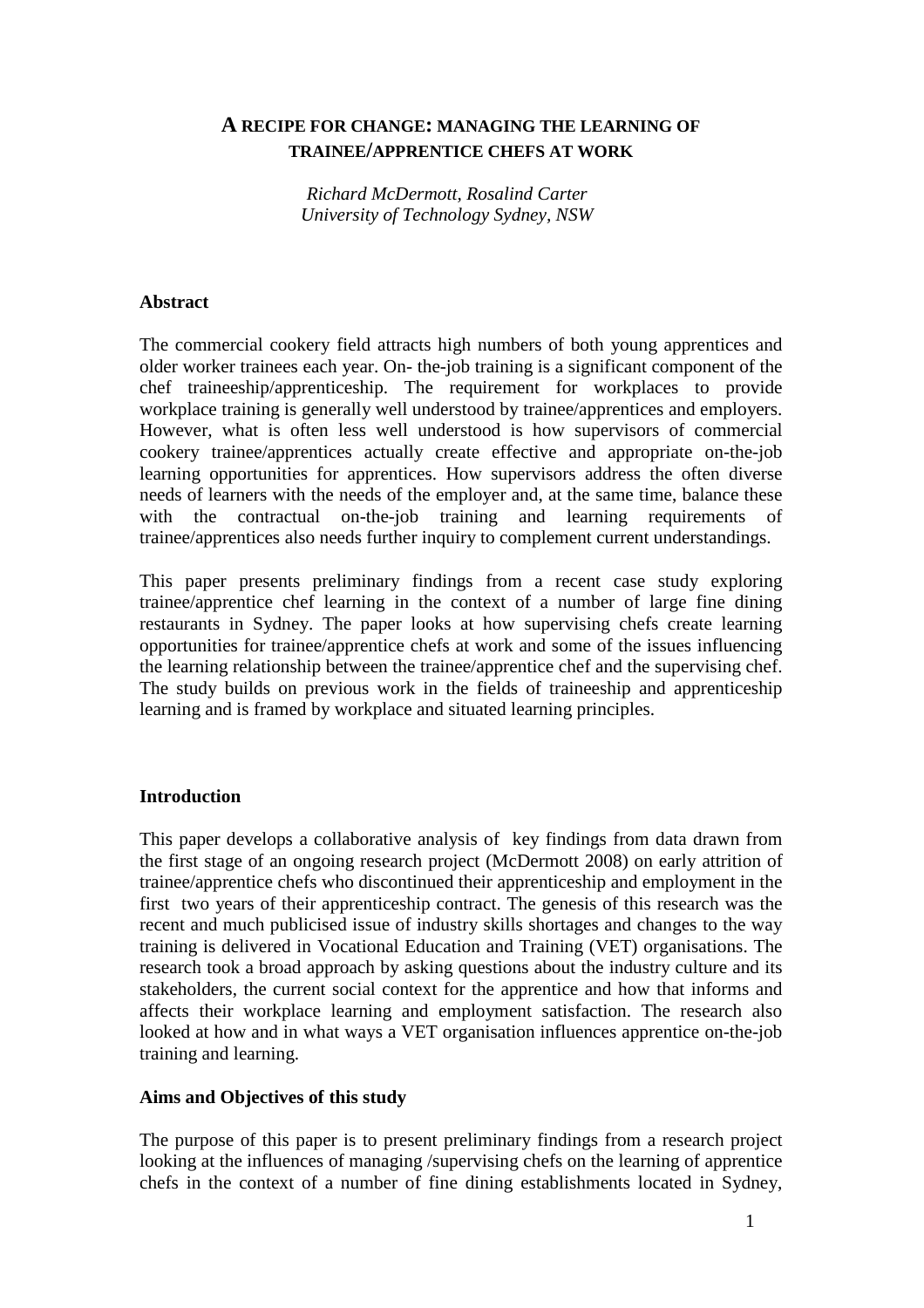# A RECIPE FOR CHANGE: MANAGING THE LEARNING OF TRAINEE/APPRENTICE CHEFS AT WORK

*Richard McDermott, Rosalind Carter*
*University of Technology Sydney, NSW*

## Abstract

The commercial cookery field attracts high numbers of both young apprentices and older worker trainees each year. On- the-job training is a significant component of the chef traineeship/apprenticeship. The requirement for workplaces to provide workplace training is generally well understood by trainee/apprentices and employers. However, what is often less well understood is how supervisors of commercial cookery trainee/apprentices actually create effective and appropriate on-the-job learning opportunities for apprentices. How supervisors address the often diverse needs of learners with the needs of the employer and, at the same time, balance these with the contractual on-the-job training and learning requirements of trainee/apprentices also needs further inquiry to complement current understandings.

This paper presents preliminary findings from a recent case study exploring trainee/apprentice chef learning in the context of a number of large fine dining restaurants in Sydney. The paper looks at how supervising chefs create learning opportunities for trainee/apprentice chefs at work and some of the issues influencing the learning relationship between the trainee/apprentice chef and the supervising chef. The study builds on previous work in the fields of traineeship and apprenticeship learning and is framed by workplace and situated learning principles.

## Introduction

This paper develops a collaborative analysis of key findings from data drawn from the first stage of an ongoing research project (McDermott 2008) on early attrition of trainee/apprentice chefs who discontinued their apprenticeship and employment in the first two years of their apprenticeship contract. The genesis of this research was the recent and much publicised issue of industry skills shortages and changes to the way training is delivered in Vocational Education and Training (VET) organisations. The research took a broad approach by asking questions about the industry culture and its stakeholders, the current social context for the apprentice and how that informs and affects their workplace learning and employment satisfaction. The research also looked at how and in what ways a VET organisation influences apprentice on-the-job training and learning.

## Aims and Objectives of this study

The purpose of this paper is to present preliminary findings from a research project looking at the influences of managing /supervising chefs on the learning of apprentice chefs in the context of a number of fine dining establishments located in Sydney,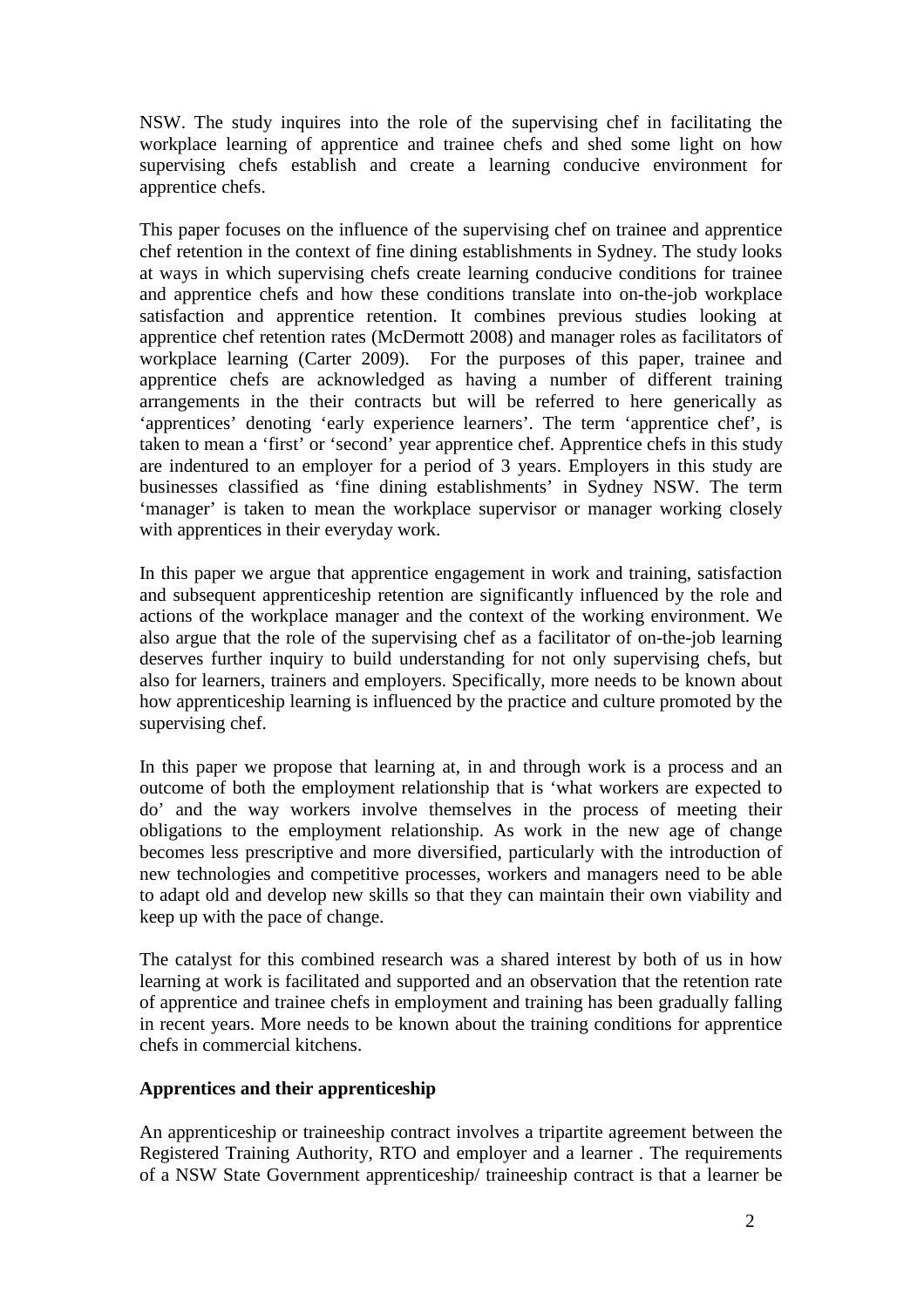NSW. The study inquires into the role of the supervising chef in facilitating the workplace learning of apprentice and trainee chefs and shed some light on how supervising chefs establish and create a learning conducive environment for apprentice chefs.

This paper focuses on the influence of the supervising chef on trainee and apprentice chef retention in the context of fine dining establishments in Sydney. The study looks at ways in which supervising chefs create learning conducive conditions for trainee and apprentice chefs and how these conditions translate into on-the-job workplace satisfaction and apprentice retention. It combines previous studies looking at apprentice chef retention rates (McDermott 2008) and manager roles as facilitators of workplace learning (Carter 2009). For the purposes of this paper, trainee and apprentice chefs are acknowledged as having a number of different training arrangements in the their contracts but will be referred to here generically as 'apprentices' denoting 'early experience learners'. The term 'apprentice chef', is taken to mean a 'first' or 'second' year apprentice chef. Apprentice chefs in this study are indentured to an employer for a period of 3 years. Employers in this study are businesses classified as 'fine dining establishments' in Sydney NSW. The term 'manager' is taken to mean the workplace supervisor or manager working closely with apprentices in their everyday work.

In this paper we argue that apprentice engagement in work and training, satisfaction and subsequent apprenticeship retention are significantly influenced by the role and actions of the workplace manager and the context of the working environment. We also argue that the role of the supervising chef as a facilitator of on-the-job learning deserves further inquiry to build understanding for not only supervising chefs, but also for learners, trainers and employers. Specifically, more needs to be known about how apprenticeship learning is influenced by the practice and culture promoted by the supervising chef.

In this paper we propose that learning at, in and through work is a process and an outcome of both the employment relationship that is 'what workers are expected to do' and the way workers involve themselves in the process of meeting their obligations to the employment relationship. As work in the new age of change becomes less prescriptive and more diversified, particularly with the introduction of new technologies and competitive processes, workers and managers need to be able to adapt old and develop new skills so that they can maintain their own viability and keep up with the pace of change.

The catalyst for this combined research was a shared interest by both of us in how learning at work is facilitated and supported and an observation that the retention rate of apprentice and trainee chefs in employment and training has been gradually falling in recent years. More needs to be known about the training conditions for apprentice chefs in commercial kitchens.

**Apprentices and their apprenticeship**

An apprenticeship or traineeship contract involves a tripartite agreement between the Registered Training Authority, RTO and employer and a learner . The requirements of a NSW State Government apprenticeship/ traineeship contract is that a learner be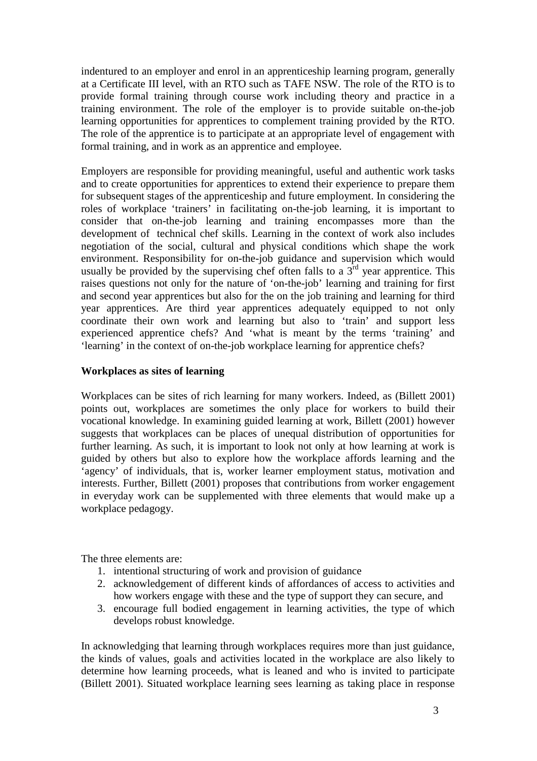indentured to an employer and enrol in an apprenticeship learning program, generally at a Certificate III level, with an RTO such as TAFE NSW. The role of the RTO is to provide formal training through course work including theory and practice in a training environment. The role of the employer is to provide suitable on-the-job learning opportunities for apprentices to complement training provided by the RTO. The role of the apprentice is to participate at an appropriate level of engagement with formal training, and in work as an apprentice and employee.

Employers are responsible for providing meaningful, useful and authentic work tasks and to create opportunities for apprentices to extend their experience to prepare them for subsequent stages of the apprenticeship and future employment. In considering the roles of workplace 'trainers' in facilitating on-the-job learning, it is important to consider that on-the-job learning and training encompasses more than the development of technical chef skills. Learning in the context of work also includes negotiation of the social, cultural and physical conditions which shape the work environment. Responsibility for on-the-job guidance and supervision which would usually be provided by the supervising chef often falls to a 3rd year apprentice. This raises questions not only for the nature of 'on-the-job' learning and training for first and second year apprentices but also for the on the job training and learning for third year apprentices. Are third year apprentices adequately equipped to not only coordinate their own work and learning but also to 'train' and support less experienced apprentice chefs? And 'what is meant by the terms 'training' and 'learning' in the context of on-the-job workplace learning for apprentice chefs?

**Workplaces as sites of learning**

Workplaces can be sites of rich learning for many workers. Indeed, as (Billett 2001) points out, workplaces are sometimes the only place for workers to build their vocational knowledge. In examining guided learning at work, Billett (2001) however suggests that workplaces can be places of unequal distribution of opportunities for further learning. As such, it is important to look not only at how learning at work is guided by others but also to explore how the workplace affords learning and the 'agency' of individuals, that is, worker learner employment status, motivation and interests. Further, Billett (2001) proposes that contributions from worker engagement in everyday work can be supplemented with three elements that would make up a workplace pedagogy.

The three elements are:

1. intentional structuring of work and provision of guidance
2. acknowledgement of different kinds of affordances of access to activities and how workers engage with these and the type of support they can secure, and
3. encourage full bodied engagement in learning activities, the type of which develops robust knowledge.

In acknowledging that learning through workplaces requires more than just guidance, the kinds of values, goals and activities located in the workplace are also likely to determine how learning proceeds, what is leaned and who is invited to participate (Billett 2001). Situated workplace learning sees learning as taking place in response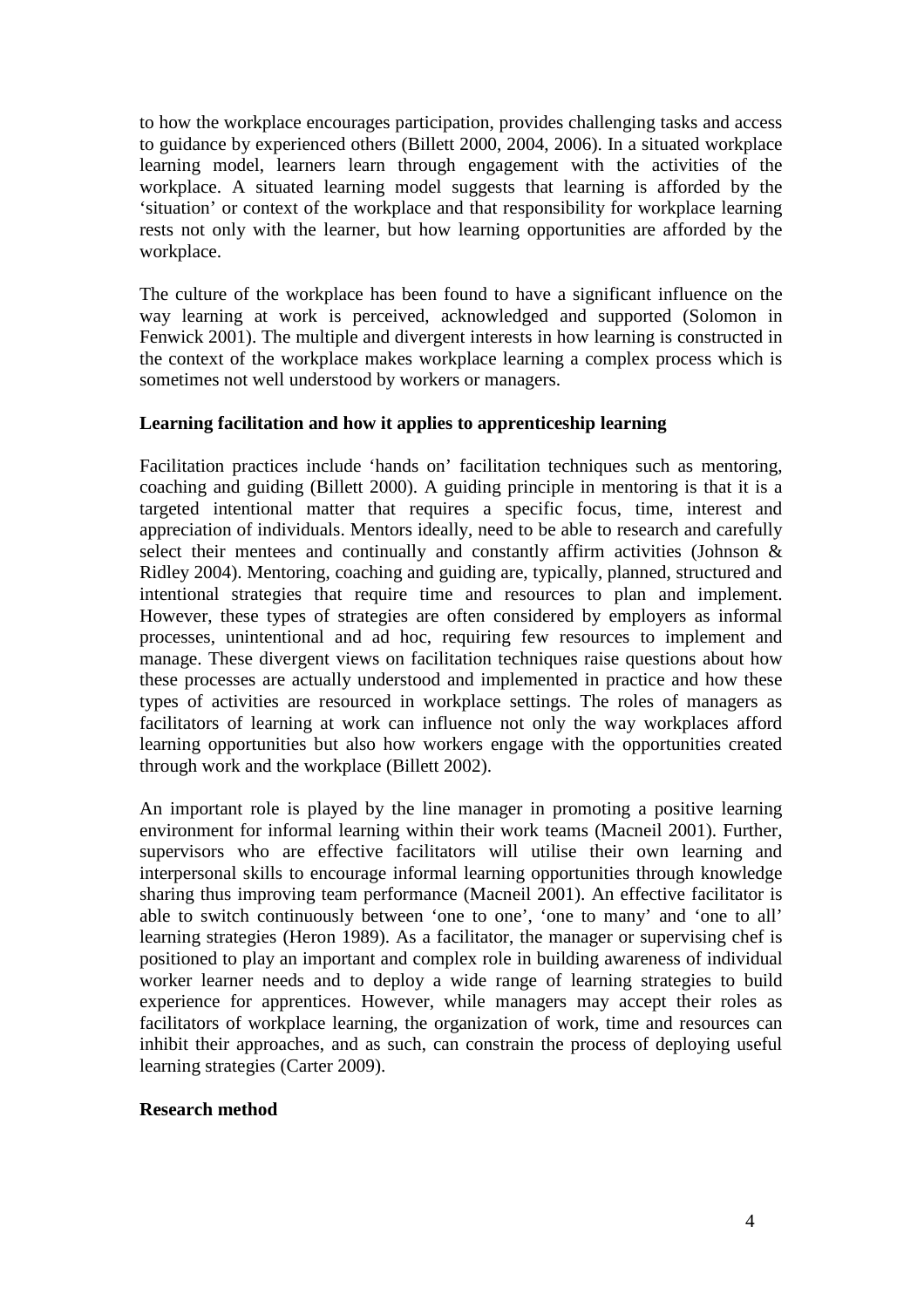to how the workplace encourages participation, provides challenging tasks and access to guidance by experienced others (Billett 2000, 2004, 2006). In a situated workplace learning model, learners learn through engagement with the activities of the workplace. A situated learning model suggests that learning is afforded by the 'situation' or context of the workplace and that responsibility for workplace learning rests not only with the learner, but how learning opportunities are afforded by the workplace.

The culture of the workplace has been found to have a significant influence on the way learning at work is perceived, acknowledged and supported (Solomon in Fenwick 2001). The multiple and divergent interests in how learning is constructed in the context of the workplace makes workplace learning a complex process which is sometimes not well understood by workers or managers.

**Learning facilitation and how it applies to apprenticeship learning**

Facilitation practices include 'hands on' facilitation techniques such as mentoring, coaching and guiding (Billett 2000). A guiding principle in mentoring is that it is a targeted intentional matter that requires a specific focus, time, interest and appreciation of individuals. Mentors ideally, need to be able to research and carefully select their mentees and continually and constantly affirm activities (Johnson & Ridley 2004). Mentoring, coaching and guiding are, typically, planned, structured and intentional strategies that require time and resources to plan and implement. However, these types of strategies are often considered by employers as informal processes, unintentional and ad hoc, requiring few resources to implement and manage. These divergent views on facilitation techniques raise questions about how these processes are actually understood and implemented in practice and how these types of activities are resourced in workplace settings. The roles of managers as facilitators of learning at work can influence not only the way workplaces afford learning opportunities but also how workers engage with the opportunities created through work and the workplace (Billett 2002).

An important role is played by the line manager in promoting a positive learning environment for informal learning within their work teams (Macneil 2001). Further, supervisors who are effective facilitators will utilise their own learning and interpersonal skills to encourage informal learning opportunities through knowledge sharing thus improving team performance (Macneil 2001). An effective facilitator is able to switch continuously between 'one to one', 'one to many' and 'one to all' learning strategies (Heron 1989). As a facilitator, the manager or supervising chef is positioned to play an important and complex role in building awareness of individual worker learner needs and to deploy a wide range of learning strategies to build experience for apprentices. However, while managers may accept their roles as facilitators of workplace learning, the organization of work, time and resources can inhibit their approaches, and as such, can constrain the process of deploying useful learning strategies (Carter 2009).

**Research method**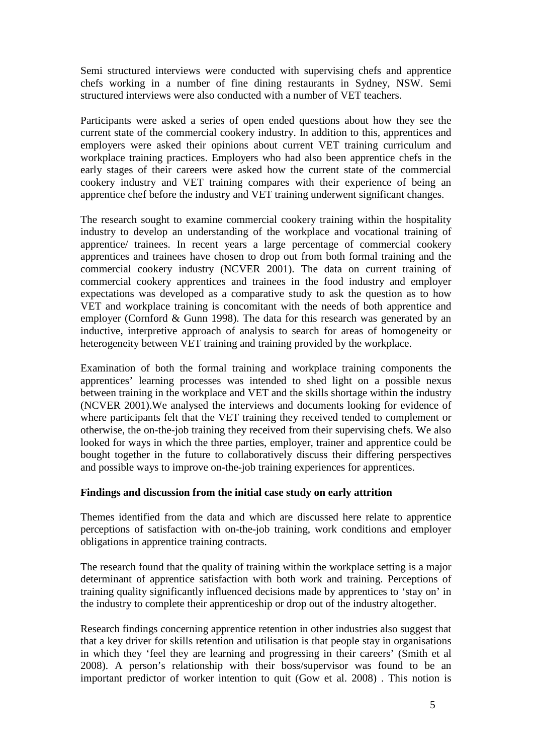Semi structured interviews were conducted with supervising chefs and apprentice chefs working in a number of fine dining restaurants in Sydney, NSW. Semi structured interviews were also conducted with a number of VET teachers.

Participants were asked a series of open ended questions about how they see the current state of the commercial cookery industry. In addition to this, apprentices and employers were asked their opinions about current VET training curriculum and workplace training practices. Employers who had also been apprentice chefs in the early stages of their careers were asked how the current state of the commercial cookery industry and VET training compares with their experience of being an apprentice chef before the industry and VET training underwent significant changes.

The research sought to examine commercial cookery training within the hospitality industry to develop an understanding of the workplace and vocational training of apprentice/ trainees. In recent years a large percentage of commercial cookery apprentices and trainees have chosen to drop out from both formal training and the commercial cookery industry (NCVER 2001). The data on current training of commercial cookery apprentices and trainees in the food industry and employer expectations was developed as a comparative study to ask the question as to how VET and workplace training is concomitant with the needs of both apprentice and employer (Cornford & Gunn 1998). The data for this research was generated by an inductive, interpretive approach of analysis to search for areas of homogeneity or heterogeneity between VET training and training provided by the workplace.

Examination of both the formal training and workplace training components the apprentices' learning processes was intended to shed light on a possible nexus between training in the workplace and VET and the skills shortage within the industry (NCVER 2001).We analysed the interviews and documents looking for evidence of where participants felt that the VET training they received tended to complement or otherwise, the on-the-job training they received from their supervising chefs. We also looked for ways in which the three parties, employer, trainer and apprentice could be bought together in the future to collaboratively discuss their differing perspectives and possible ways to improve on-the-job training experiences for apprentices.

**Findings and discussion from the initial case study on early attrition**

Themes identified from the data and which are discussed here relate to apprentice perceptions of satisfaction with on-the-job training, work conditions and employer obligations in apprentice training contracts.

The research found that the quality of training within the workplace setting is a major determinant of apprentice satisfaction with both work and training. Perceptions of training quality significantly influenced decisions made by apprentices to 'stay on' in the industry to complete their apprenticeship or drop out of the industry altogether.

Research findings concerning apprentice retention in other industries also suggest that that a key driver for skills retention and utilisation is that people stay in organisations in which they 'feel they are learning and progressing in their careers' (Smith et al 2008). A person's relationship with their boss/supervisor was found to be an important predictor of worker intention to quit (Gow et al. 2008) . This notion is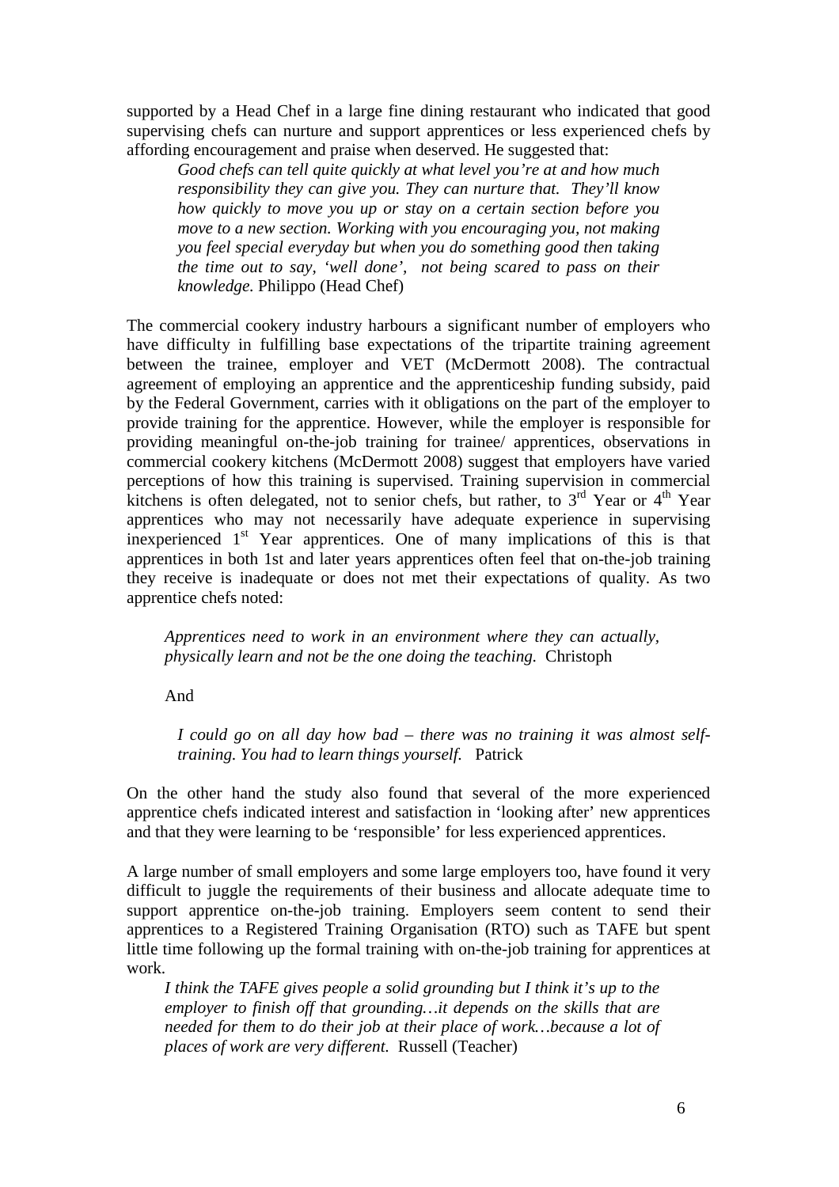supported by a Head Chef in a large fine dining restaurant who indicated that good supervising chefs can nurture and support apprentices or less experienced chefs by affording encouragement and praise when deserved. He suggested that:

> *Good chefs can tell quite quickly at what level you're at and how much responsibility they can give you. They can nurture that. They'll know how quickly to move you up or stay on a certain section before you move to a new section. Working with you encouraging you, not making you feel special everyday but when you do something good then taking the time out to say, 'well done', not being scared to pass on their knowledge.* Philippo (Head Chef)

The commercial cookery industry harbours a significant number of employers who have difficulty in fulfilling base expectations of the tripartite training agreement between the trainee, employer and VET (McDermott 2008). The contractual agreement of employing an apprentice and the apprenticeship funding subsidy, paid by the Federal Government, carries with it obligations on the part of the employer to provide training for the apprentice. However, while the employer is responsible for providing meaningful on-the-job training for trainee/ apprentices, observations in commercial cookery kitchens (McDermott 2008) suggest that employers have varied perceptions of how this training is supervised. Training supervision in commercial kitchens is often delegated, not to senior chefs, but rather, to 3rd Year or 4th Year apprentices who may not necessarily have adequate experience in supervising inexperienced 1st Year apprentices. One of many implications of this is that apprentices in both 1st and later years apprentices often feel that on-the-job training they receive is inadequate or does not met their expectations of quality. As two apprentice chefs noted:

> *Apprentices need to work in an environment where they can actually, physically learn and not be the one doing the teaching.* Christoph
>
> And
>
> *I could go on all day how bad – there was no training it was almost self-training. You had to learn things yourself.* Patrick

On the other hand the study also found that several of the more experienced apprentice chefs indicated interest and satisfaction in 'looking after' new apprentices and that they were learning to be 'responsible' for less experienced apprentices.

A large number of small employers and some large employers too, have found it very difficult to juggle the requirements of their business and allocate adequate time to support apprentice on-the-job training. Employers seem content to send their apprentices to a Registered Training Organisation (RTO) such as TAFE but spent little time following up the formal training with on-the-job training for apprentices at work.

> *I think the TAFE gives people a solid grounding but I think it's up to the employer to finish off that grounding…it depends on the skills that are needed for them to do their job at their place of work…because a lot of places of work are very different.* Russell (Teacher)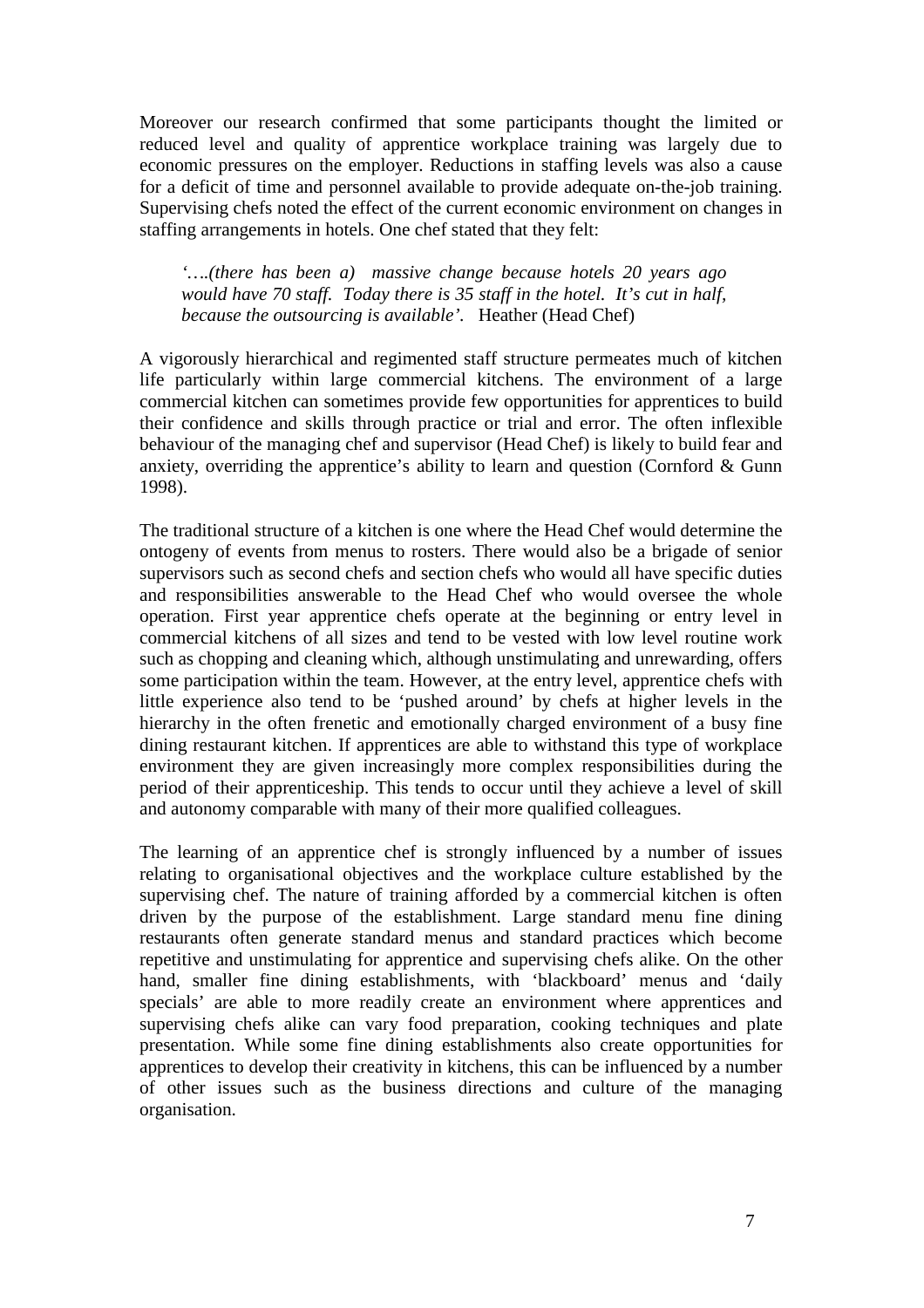Moreover our research confirmed that some participants thought the limited or reduced level and quality of apprentice workplace training was largely due to economic pressures on the employer. Reductions in staffing levels was also a cause for a deficit of time and personnel available to provide adequate on-the-job training. Supervising chefs noted the effect of the current economic environment on changes in staffing arrangements in hotels. One chef stated that they felt:

> *'….(there has been a) massive change because hotels 20 years ago would have 70 staff. Today there is 35 staff in the hotel. It's cut in half, because the outsourcing is available'.* Heather (Head Chef)

A vigorously hierarchical and regimented staff structure permeates much of kitchen life particularly within large commercial kitchens. The environment of a large commercial kitchen can sometimes provide few opportunities for apprentices to build their confidence and skills through practice or trial and error. The often inflexible behaviour of the managing chef and supervisor (Head Chef) is likely to build fear and anxiety, overriding the apprentice's ability to learn and question (Cornford & Gunn 1998).

The traditional structure of a kitchen is one where the Head Chef would determine the ontogeny of events from menus to rosters. There would also be a brigade of senior supervisors such as second chefs and section chefs who would all have specific duties and responsibilities answerable to the Head Chef who would oversee the whole operation. First year apprentice chefs operate at the beginning or entry level in commercial kitchens of all sizes and tend to be vested with low level routine work such as chopping and cleaning which, although unstimulating and unrewarding, offers some participation within the team. However, at the entry level, apprentice chefs with little experience also tend to be 'pushed around' by chefs at higher levels in the hierarchy in the often frenetic and emotionally charged environment of a busy fine dining restaurant kitchen. If apprentices are able to withstand this type of workplace environment they are given increasingly more complex responsibilities during the period of their apprenticeship. This tends to occur until they achieve a level of skill and autonomy comparable with many of their more qualified colleagues.

The learning of an apprentice chef is strongly influenced by a number of issues relating to organisational objectives and the workplace culture established by the supervising chef. The nature of training afforded by a commercial kitchen is often driven by the purpose of the establishment. Large standard menu fine dining restaurants often generate standard menus and standard practices which become repetitive and unstimulating for apprentice and supervising chefs alike. On the other hand, smaller fine dining establishments, with 'blackboard' menus and 'daily specials' are able to more readily create an environment where apprentices and supervising chefs alike can vary food preparation, cooking techniques and plate presentation. While some fine dining establishments also create opportunities for apprentices to develop their creativity in kitchens, this can be influenced by a number of other issues such as the business directions and culture of the managing organisation.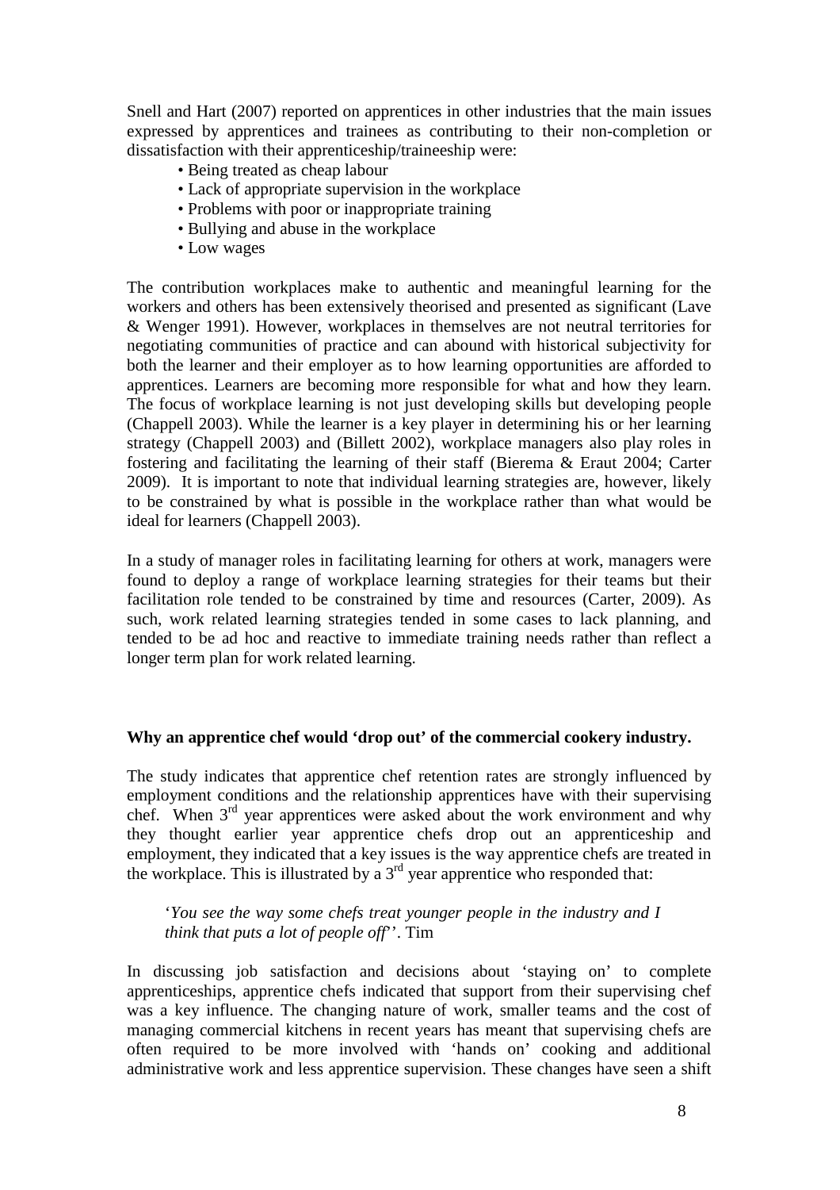Snell and Hart (2007) reported on apprentices in other industries that the main issues expressed by apprentices and trainees as contributing to their non-completion or dissatisfaction with their apprenticeship/traineeship were:

- Being treated as cheap labour
- Lack of appropriate supervision in the workplace
- Problems with poor or inappropriate training
- Bullying and abuse in the workplace
- Low wages

The contribution workplaces make to authentic and meaningful learning for the workers and others has been extensively theorised and presented as significant (Lave & Wenger 1991). However, workplaces in themselves are not neutral territories for negotiating communities of practice and can abound with historical subjectivity for both the learner and their employer as to how learning opportunities are afforded to apprentices. Learners are becoming more responsible for what and how they learn. The focus of workplace learning is not just developing skills but developing people (Chappell 2003). While the learner is a key player in determining his or her learning strategy (Chappell 2003) and (Billett 2002), workplace managers also play roles in fostering and facilitating the learning of their staff (Bierema & Eraut 2004; Carter 2009). It is important to note that individual learning strategies are, however, likely to be constrained by what is possible in the workplace rather than what would be ideal for learners (Chappell 2003).

In a study of manager roles in facilitating learning for others at work, managers were found to deploy a range of workplace learning strategies for their teams but their facilitation role tended to be constrained by time and resources (Carter, 2009). As such, work related learning strategies tended in some cases to lack planning, and tended to be ad hoc and reactive to immediate training needs rather than reflect a longer term plan for work related learning.

**Why an apprentice chef would 'drop out' of the commercial cookery industry.**

The study indicates that apprentice chef retention rates are strongly influenced by employment conditions and the relationship apprentices have with their supervising chef. When 3rd year apprentices were asked about the work environment and why they thought earlier year apprentice chefs drop out an apprenticeship and employment, they indicated that a key issues is the way apprentice chefs are treated in the workplace. This is illustrated by a 3rd year apprentice who responded that:

> '*You see the way some chefs treat younger people in the industry and I think that puts a lot of people off*''. Tim

In discussing job satisfaction and decisions about 'staying on' to complete apprenticeships, apprentice chefs indicated that support from their supervising chef was a key influence. The changing nature of work, smaller teams and the cost of managing commercial kitchens in recent years has meant that supervising chefs are often required to be more involved with 'hands on' cooking and additional administrative work and less apprentice supervision. These changes have seen a shift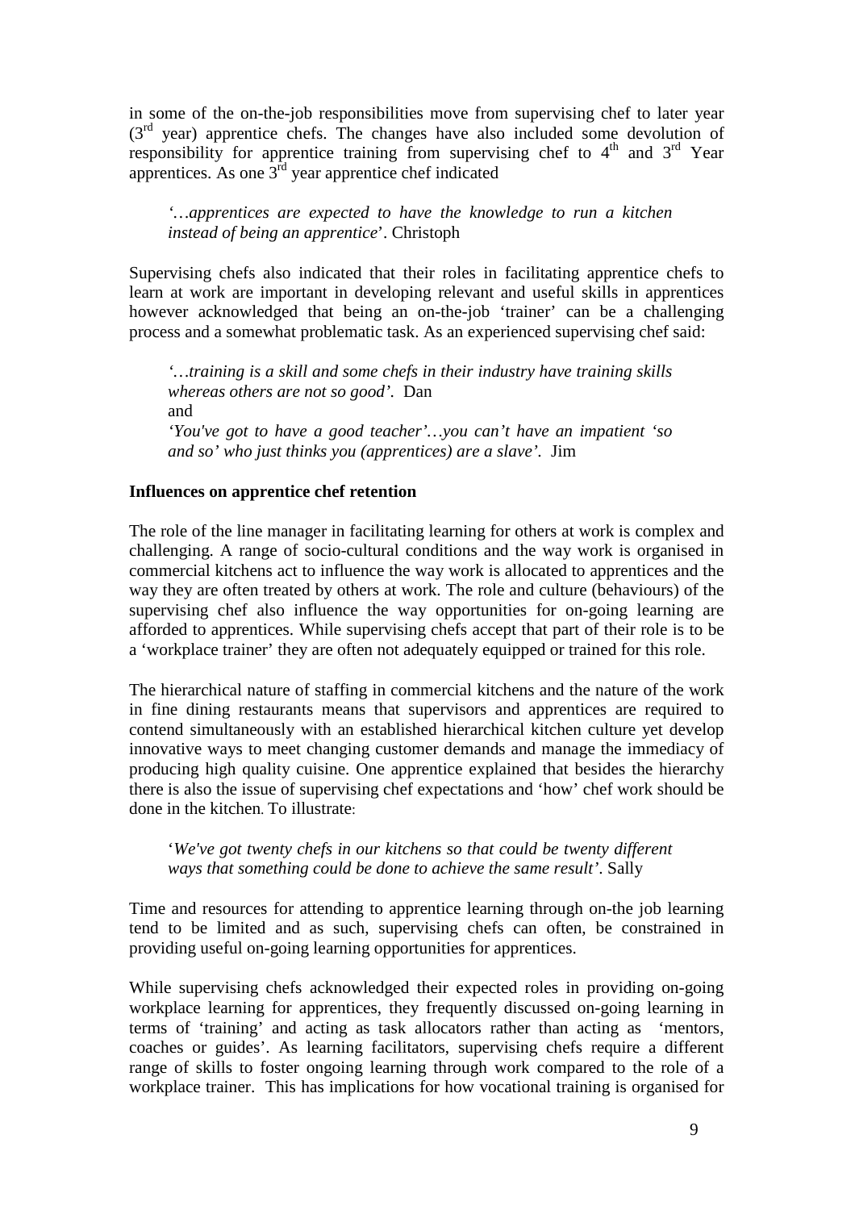in some of the on-the-job responsibilities move from supervising chef to later year (3rd year) apprentice chefs. The changes have also included some devolution of responsibility for apprentice training from supervising chef to 4th and 3rd Year apprentices. As one 3rd year apprentice chef indicated

> '*…apprentices are expected to have the knowledge to run a kitchen instead of being an apprentice*'. Christoph

Supervising chefs also indicated that their roles in facilitating apprentice chefs to learn at work are important in developing relevant and useful skills in apprentices however acknowledged that being an on-the-job 'trainer' can be a challenging process and a somewhat problematic task. As an experienced supervising chef said:

> *'…training is a skill and some chefs in their industry have training skills whereas others are not so good'.* Dan
> and
> *'You've got to have a good teacher'…you can't have an impatient 'so and so' who just thinks you (apprentices) are a slave'.* Jim

**Influences on apprentice chef retention**

The role of the line manager in facilitating learning for others at work is complex and challenging. A range of socio-cultural conditions and the way work is organised in commercial kitchens act to influence the way work is allocated to apprentices and the way they are often treated by others at work. The role and culture (behaviours) of the supervising chef also influence the way opportunities for on-going learning are afforded to apprentices. While supervising chefs accept that part of their role is to be a 'workplace trainer' they are often not adequately equipped or trained for this role.

The hierarchical nature of staffing in commercial kitchens and the nature of the work in fine dining restaurants means that supervisors and apprentices are required to contend simultaneously with an established hierarchical kitchen culture yet develop innovative ways to meet changing customer demands and manage the immediacy of producing high quality cuisine. One apprentice explained that besides the hierarchy there is also the issue of supervising chef expectations and 'how' chef work should be done in the kitchen. To illustrate:

> '*We've got twenty chefs in our kitchens so that could be twenty different ways that something could be done to achieve the same result'*. Sally

Time and resources for attending to apprentice learning through on-the job learning tend to be limited and as such, supervising chefs can often, be constrained in providing useful on-going learning opportunities for apprentices.

While supervising chefs acknowledged their expected roles in providing on-going workplace learning for apprentices, they frequently discussed on-going learning in terms of 'training' and acting as task allocators rather than acting as 'mentors, coaches or guides'. As learning facilitators, supervising chefs require a different range of skills to foster ongoing learning through work compared to the role of a workplace trainer. This has implications for how vocational training is organised for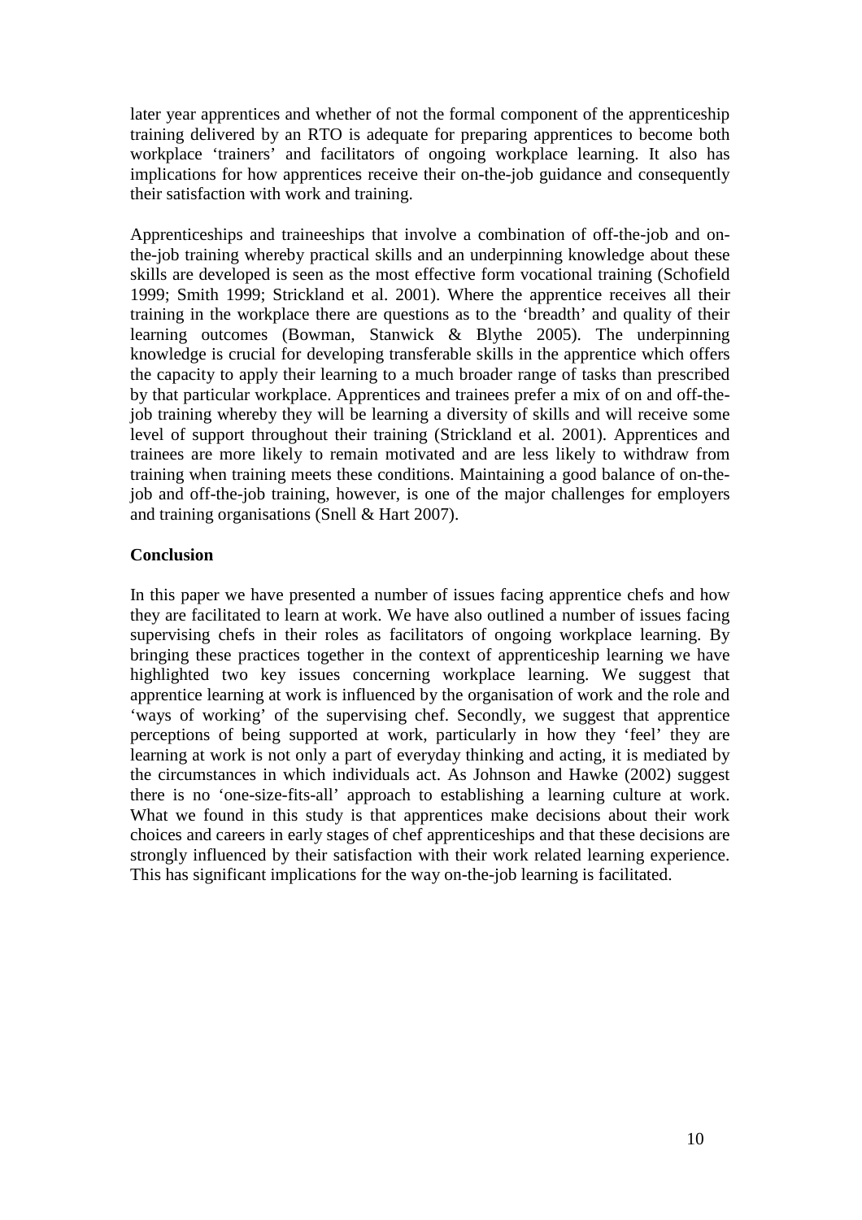later year apprentices and whether of not the formal component of the apprenticeship training delivered by an RTO is adequate for preparing apprentices to become both workplace 'trainers' and facilitators of ongoing workplace learning. It also has implications for how apprentices receive their on-the-job guidance and consequently their satisfaction with work and training.

Apprenticeships and traineeships that involve a combination of off-the-job and on-the-job training whereby practical skills and an underpinning knowledge about these skills are developed is seen as the most effective form vocational training (Schofield 1999; Smith 1999; Strickland et al. 2001). Where the apprentice receives all their training in the workplace there are questions as to the 'breadth' and quality of their learning outcomes (Bowman, Stanwick & Blythe 2005). The underpinning knowledge is crucial for developing transferable skills in the apprentice which offers the capacity to apply their learning to a much broader range of tasks than prescribed by that particular workplace. Apprentices and trainees prefer a mix of on and off-the-job training whereby they will be learning a diversity of skills and will receive some level of support throughout their training (Strickland et al. 2001). Apprentices and trainees are more likely to remain motivated and are less likely to withdraw from training when training meets these conditions. Maintaining a good balance of on-the-job and off-the-job training, however, is one of the major challenges for employers and training organisations (Snell & Hart 2007).

## Conclusion

In this paper we have presented a number of issues facing apprentice chefs and how they are facilitated to learn at work. We have also outlined a number of issues facing supervising chefs in their roles as facilitators of ongoing workplace learning. By bringing these practices together in the context of apprenticeship learning we have highlighted two key issues concerning workplace learning. We suggest that apprentice learning at work is influenced by the organisation of work and the role and 'ways of working' of the supervising chef. Secondly, we suggest that apprentice perceptions of being supported at work, particularly in how they 'feel' they are learning at work is not only a part of everyday thinking and acting, it is mediated by the circumstances in which individuals act. As Johnson and Hawke (2002) suggest there is no 'one-size-fits-all' approach to establishing a learning culture at work. What we found in this study is that apprentices make decisions about their work choices and careers in early stages of chef apprenticeships and that these decisions are strongly influenced by their satisfaction with their work related learning experience. This has significant implications for the way on-the-job learning is facilitated.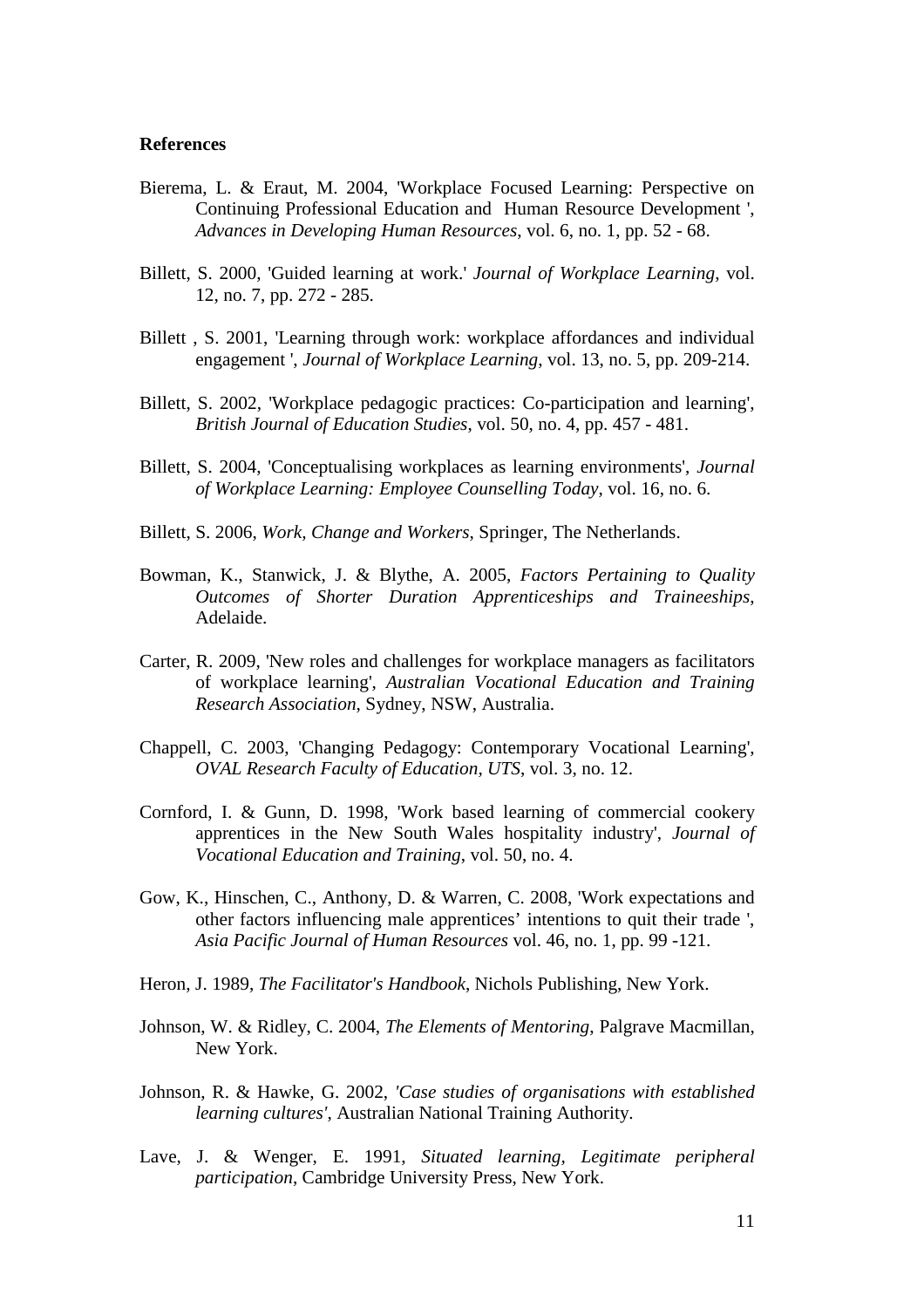**References**

Bierema, L. & Eraut, M. 2004, 'Workplace Focused Learning: Perspective on Continuing Professional Education and Human Resource Development ', *Advances in Developing Human Resources*, vol. 6, no. 1, pp. 52 - 68.

Billett, S. 2000, 'Guided learning at work.' *Journal of Workplace Learning*, vol. 12, no. 7, pp. 272 - 285.

Billett , S. 2001, 'Learning through work: workplace affordances and individual engagement ', *Journal of Workplace Learning*, vol. 13, no. 5, pp. 209-214.

Billett, S. 2002, 'Workplace pedagogic practices: Co-participation and learning', *British Journal of Education Studies*, vol. 50, no. 4, pp. 457 - 481.

Billett, S. 2004, 'Conceptualising workplaces as learning environments', *Journal of Workplace Learning: Employee Counselling Today*, vol. 16, no. 6.

Billett, S. 2006, *Work, Change and Workers*, Springer, The Netherlands.

Bowman, K., Stanwick, J. & Blythe, A. 2005, *Factors Pertaining to Quality Outcomes of Shorter Duration Apprenticeships and Traineeships*, Adelaide.

Carter, R. 2009, 'New roles and challenges for workplace managers as facilitators of workplace learning', *Australian Vocational Education and Training Research Association*, Sydney, NSW, Australia.

Chappell, C. 2003, 'Changing Pedagogy: Contemporary Vocational Learning', *OVAL Research Faculty of Education, UTS*, vol. 3, no. 12.

Cornford, I. & Gunn, D. 1998, 'Work based learning of commercial cookery apprentices in the New South Wales hospitality industry', *Journal of Vocational Education and Training*, vol. 50, no. 4.

Gow, K., Hinschen, C., Anthony, D. & Warren, C. 2008, 'Work expectations and other factors influencing male apprentices' intentions to quit their trade ', *Asia Pacific Journal of Human Resources* vol. 46, no. 1, pp. 99 -121.

Heron, J. 1989, *The Facilitator's Handbook*, Nichols Publishing, New York.

Johnson, W. & Ridley, C. 2004, *The Elements of Mentoring*, Palgrave Macmillan, New York.

Johnson, R. & Hawke, G. 2002, *'Case studies of organisations with established learning cultures'*, Australian National Training Authority.

Lave, J. & Wenger, E. 1991, *Situated learning, Legitimate peripheral participation*, Cambridge University Press, New York.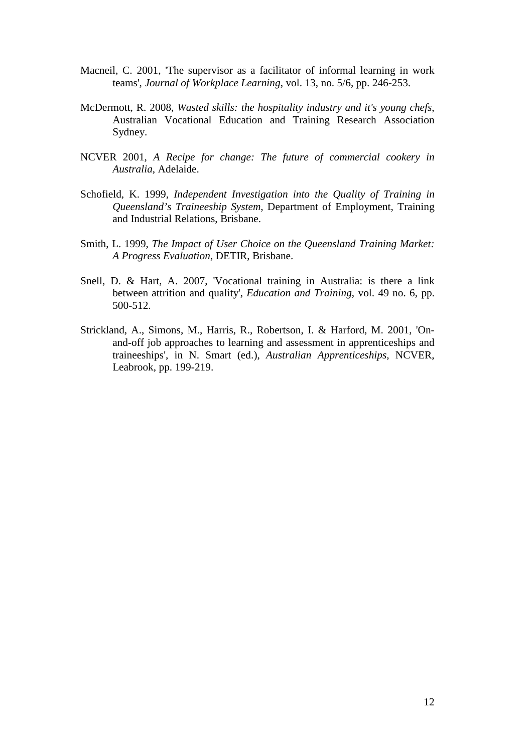Macneil, C. 2001, 'The supervisor as a facilitator of informal learning in work teams', *Journal of Workplace Learning*, vol. 13, no. 5/6, pp. 246-253.

McDermott, R. 2008, *Wasted skills: the hospitality industry and it's young chefs*, Australian Vocational Education and Training Research Association Sydney.

NCVER 2001, *A Recipe for change: The future of commercial cookery in Australia*, Adelaide.

Schofield, K. 1999, *Independent Investigation into the Quality of Training in Queensland's Traineeship System*, Department of Employment, Training and Industrial Relations, Brisbane.

Smith, L. 1999, *The Impact of User Choice on the Queensland Training Market: A Progress Evaluation*, DETIR, Brisbane.

Snell, D. & Hart, A. 2007, 'Vocational training in Australia: is there a link between attrition and quality', *Education and Training*, vol. 49 no. 6, pp. 500-512.

Strickland, A., Simons, M., Harris, R., Robertson, I. & Harford, M. 2001, 'On-and-off job approaches to learning and assessment in apprenticeships and traineeships', in N. Smart (ed.), *Australian Apprenticeships*, NCVER, Leabrook, pp. 199-219.